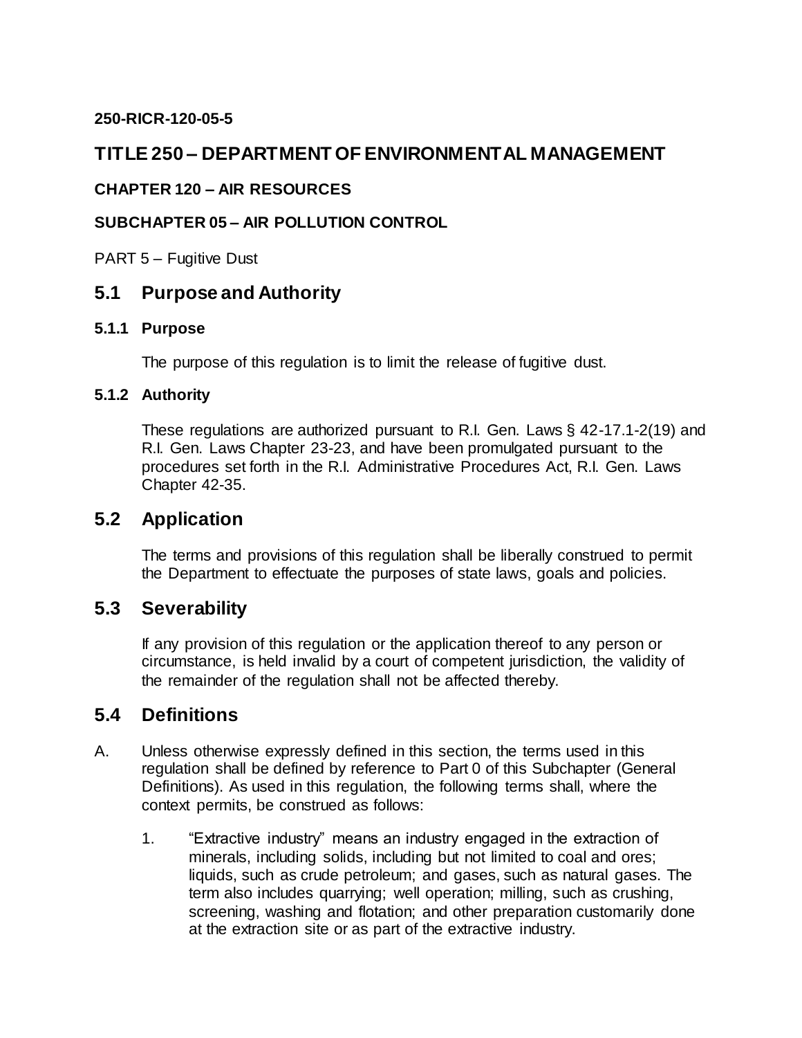**250-RICR-120-05-5**

# TITLE 250 – DEPARTMENT OF ENVIRONMENTAL MANAGEMENT

**CHAPTER 120 – AIR RESOURCES**

**SUBCHAPTER 05 – AIR POLLUTION CONTROL**

PART 5 – Fugitive Dust

## 5.1 Purpose and Authority

### 5.1.1 Purpose

The purpose of this regulation is to limit the release of fugitive dust.

### 5.1.2 Authority

These regulations are authorized pursuant to R.I. Gen. Laws § 42-17.1-2(19) and R.I. Gen. Laws Chapter 23-23, and have been promulgated pursuant to the procedures set forth in the R.I. Administrative Procedures Act, R.I. Gen. Laws Chapter 42-35.

## 5.2 Application

The terms and provisions of this regulation shall be liberally construed to permit the Department to effectuate the purposes of state laws, goals and policies.

## 5.3 Severability

If any provision of this regulation or the application thereof to any person or circumstance, is held invalid by a court of competent jurisdiction, the validity of the remainder of the regulation shall not be affected thereby.

## 5.4 Definitions

A. Unless otherwise expressly defined in this section, the terms used in this regulation shall be defined by reference to Part 0 of this Subchapter (General Definitions). As used in this regulation, the following terms shall, where the context permits, be construed as follows:

   1. "Extractive industry" means an industry engaged in the extraction of minerals, including solids, including but not limited to coal and ores; liquids, such as crude petroleum; and gases, such as natural gases. The term also includes quarrying; well operation; milling, such as crushing, screening, washing and flotation; and other preparation customarily done at the extraction site or as part of the extractive industry.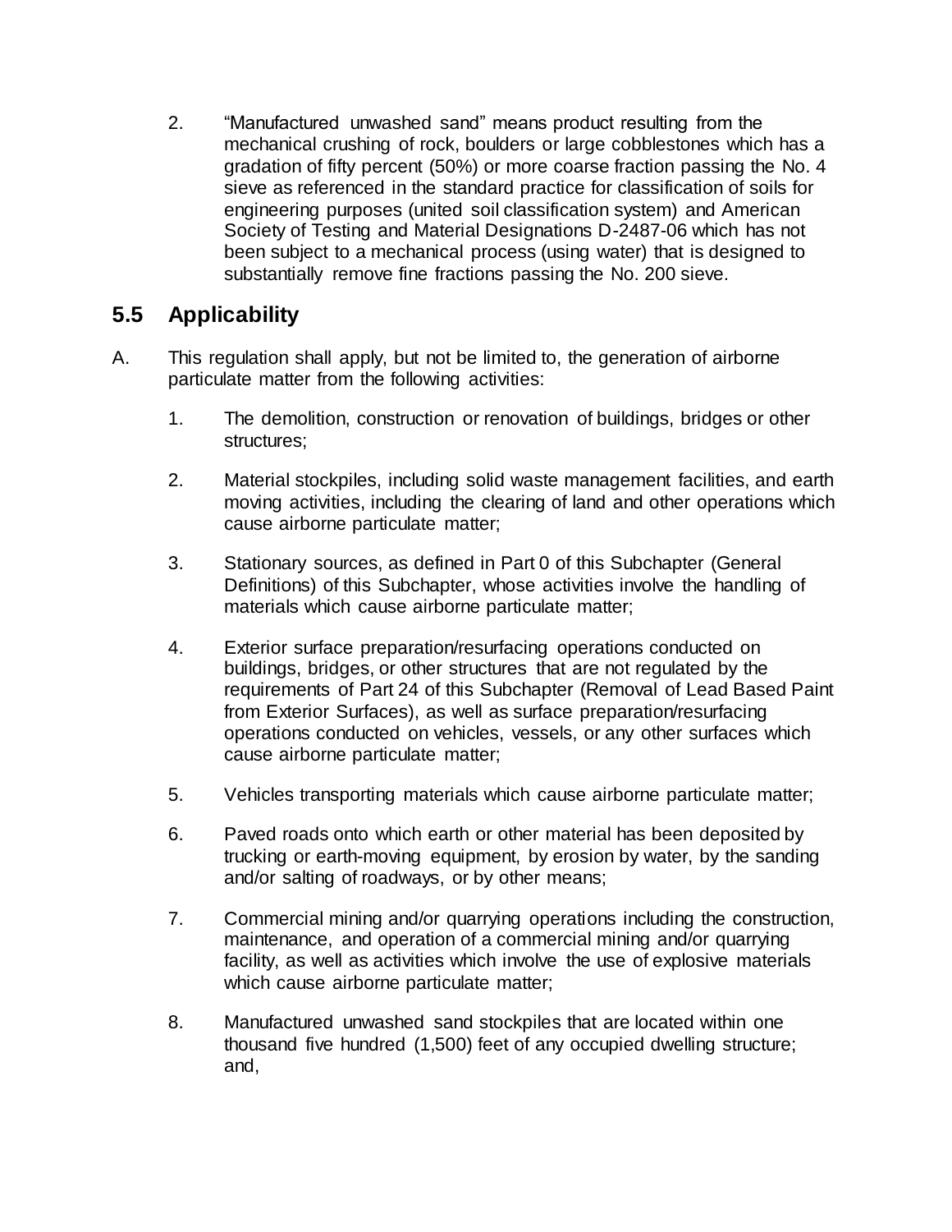2. "Manufactured unwashed sand" means product resulting from the mechanical crushing of rock, boulders or large cobblestones which has a gradation of fifty percent (50%) or more coarse fraction passing the No. 4 sieve as referenced in the standard practice for classification of soils for engineering purposes (united soil classification system) and American Society of Testing and Material Designations D-2487-06 which has not been subject to a mechanical process (using water) that is designed to substantially remove fine fractions passing the No. 200 sieve.

## 5.5 Applicability

A. This regulation shall apply, but not be limited to, the generation of airborne particulate matter from the following activities:

1. The demolition, construction or renovation of buildings, bridges or other structures;

2. Material stockpiles, including solid waste management facilities, and earth moving activities, including the clearing of land and other operations which cause airborne particulate matter;

3. Stationary sources, as defined in Part 0 of this Subchapter (General Definitions) of this Subchapter, whose activities involve the handling of materials which cause airborne particulate matter;

4. Exterior surface preparation/resurfacing operations conducted on buildings, bridges, or other structures that are not regulated by the requirements of Part 24 of this Subchapter (Removal of Lead Based Paint from Exterior Surfaces), as well as surface preparation/resurfacing operations conducted on vehicles, vessels, or any other surfaces which cause airborne particulate matter;

5. Vehicles transporting materials which cause airborne particulate matter;

6. Paved roads onto which earth or other material has been deposited by trucking or earth-moving equipment, by erosion by water, by the sanding and/or salting of roadways, or by other means;

7. Commercial mining and/or quarrying operations including the construction, maintenance, and operation of a commercial mining and/or quarrying facility, as well as activities which involve the use of explosive materials which cause airborne particulate matter;

8. Manufactured unwashed sand stockpiles that are located within one thousand five hundred (1,500) feet of any occupied dwelling structure; and,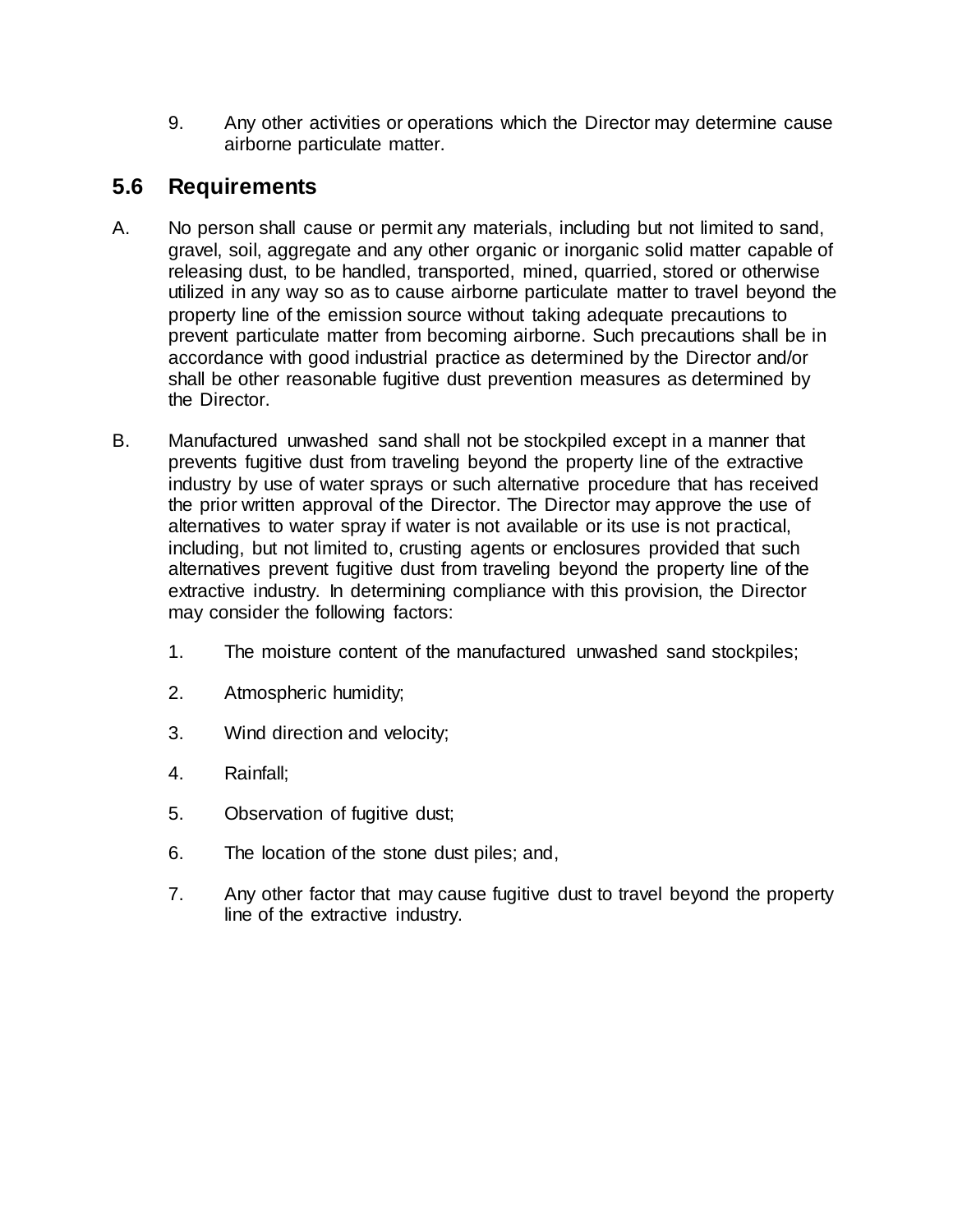9. Any other activities or operations which the Director may determine cause airborne particulate matter.

## 5.6 Requirements

A. No person shall cause or permit any materials, including but not limited to sand, gravel, soil, aggregate and any other organic or inorganic solid matter capable of releasing dust, to be handled, transported, mined, quarried, stored or otherwise utilized in any way so as to cause airborne particulate matter to travel beyond the property line of the emission source without taking adequate precautions to prevent particulate matter from becoming airborne. Such precautions shall be in accordance with good industrial practice as determined by the Director and/or shall be other reasonable fugitive dust prevention measures as determined by the Director.

B. Manufactured unwashed sand shall not be stockpiled except in a manner that prevents fugitive dust from traveling beyond the property line of the extractive industry by use of water sprays or such alternative procedure that has received the prior written approval of the Director. The Director may approve the use of alternatives to water spray if water is not available or its use is not practical, including, but not limited to, crusting agents or enclosures provided that such alternatives prevent fugitive dust from traveling beyond the property line of the extractive industry. In determining compliance with this provision, the Director may consider the following factors:

   1. The moisture content of the manufactured unwashed sand stockpiles;

   2. Atmospheric humidity;

   3. Wind direction and velocity;

   4. Rainfall;

   5. Observation of fugitive dust;

   6. The location of the stone dust piles; and,

   7. Any other factor that may cause fugitive dust to travel beyond the property line of the extractive industry.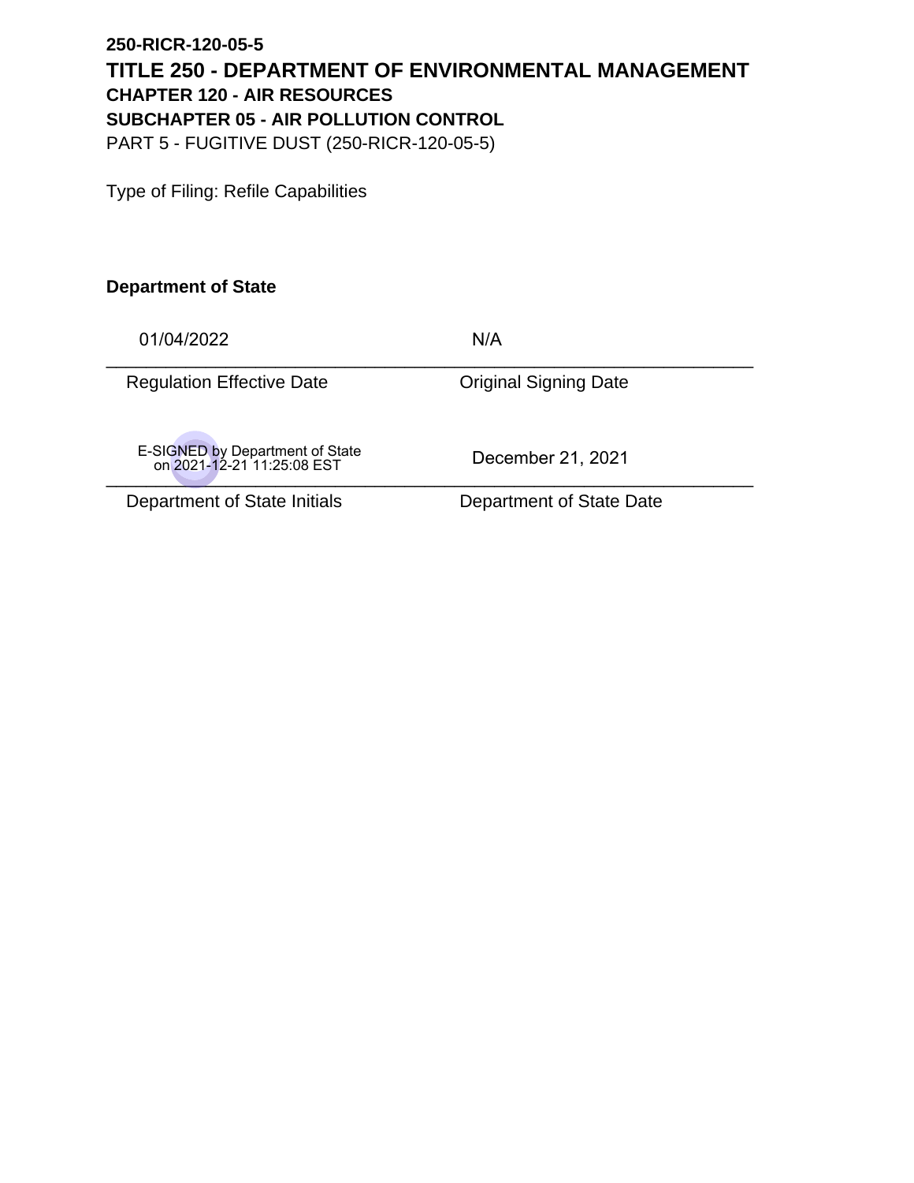**250-RICR-120-05-5**

**TITLE 250 - DEPARTMENT OF ENVIRONMENTAL MANAGEMENT**

**CHAPTER 120 - AIR RESOURCES**

**SUBCHAPTER 05 - AIR POLLUTION CONTROL**

PART 5 - FUGITIVE DUST (250-RICR-120-05-5)

Type of Filing: Refile Capabilities

**Department of State**

| | |
|---|---|
| 01/04/2022 | N/A |
| Regulation Effective Date | Original Signing Date |
| E-SIGNED by Department of State on 2021-12-21 11:25:08 EST | December 21, 2021 |
| Department of State Initials | Department of State Date |